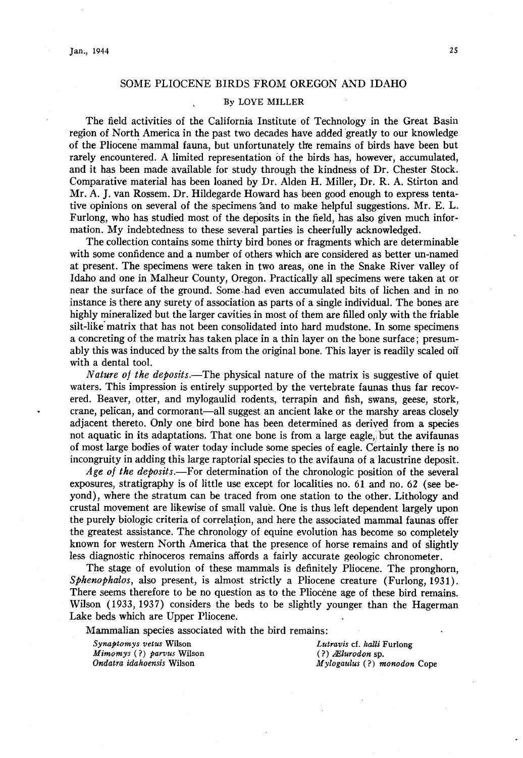# SOME PLIOCENE BIRDS FROM OREGON AND IDAHO

By LOYE MILLER

The field activities of the California Institute of Technology in the Great Basin region of North America in the past two decades have added greatly to our knowledge of the Pliocene mammal fauna, but unfortunately the remains of birds have been but rarely encountered. A limited representation of the birds has, however, accumulated, and it has been made available for study through the kindness of Dr. Chester Stock. Comparative material has been loaned by Dr. Alden H. Miller, Dr. R. A. Stirton and Mr. A. J. van Rossem. Dr. Hildegarde Howard has been good enough to express tentative opinions on several of the specimens and to make helpful suggestions. Mr. E. L. Furlong, who has studied most of the deposits in the field, has also given much information. My indebtedness to these several parties is cheerfully acknowledged.

The collection contains some thirty bird bones or fragments which are determinable with some confidence and a number of others which are considered as better un-named at present. The specimens were taken in two areas, one in the Snake River valley of Idaho and one in Malheur County, Oregon. Practically all specimens were taken at or near the surface of the ground. Some had even accumulated bits of lichen and in no instance is there any surety of association as parts of a single individual. The bones are highly mineralized but the larger cavities in most of them are filled only with the friable silt-like matrix that has not been consolidated into hard mudstone. In some specimens a concreting of the matrix has taken place in a thin layer on the bone surface; presumably this was induced by the salts from the original bone. This layer is readily scaled off with a dental tool.

*Nature of the deposits.*—The physical nature of the matrix is suggestive of quiet waters. This impression is entirely supported by the vertebrate faunas thus far recovered. Beaver, otter, and mylogaulid rodents, terrapin and fish, swans, geese, stork, crane, pelican, and cormorant—all suggest an ancient lake or the marshy areas closely adjacent thereto. Only one bird bone has been determined as derived from a species not aquatic in its adaptations. That one bone is from a large eagle, but the avifaunas of most large bodies of water today include some species of eagle. Certainly there is no incongruity in adding this large raptorial species to the avifauna of a lacustrine deposit.

*Age of the deposits.*—For determination of the chronologic position of the several exposures, stratigraphy is of little use except for localities no. 61 and no. 62 (see beyond), where the stratum can be traced from one station to the other. Lithology and crustal movement are likewise of small value. One is thus left dependent largely upon the purely biologic criteria of correlation, and here the associated mammal faunas offer the greatest assistance. The chronology of equine evolution has become so completely known for western North America that the presence of horse remains and of slightly less diagnostic rhinoceros remains affords a fairly accurate geologic chronometer.

The stage of evolution of these mammals is definitely Pliocene. The pronghorn, *Sphenophalos*, also present, is almost strictly a Pliocene creature (Furlong, 1931). There seems therefore to be no question as to the Pliocene age of these bird remains. Wilson (1933, 1937) considers the beds to be slightly younger than the Hagerman Lake beds which are Upper Pliocene.

Mammalian species associated with the bird remains:

*Synaptomys vetus* Wilson
*Mimomys* (?) *parvus* Wilson
*Ondatra idahoensis* Wilson
*Lutravis* cf. *halli* Furlong
(?) *Ælurodon* sp.
*Mylogaulus* (?) *monodon* Cope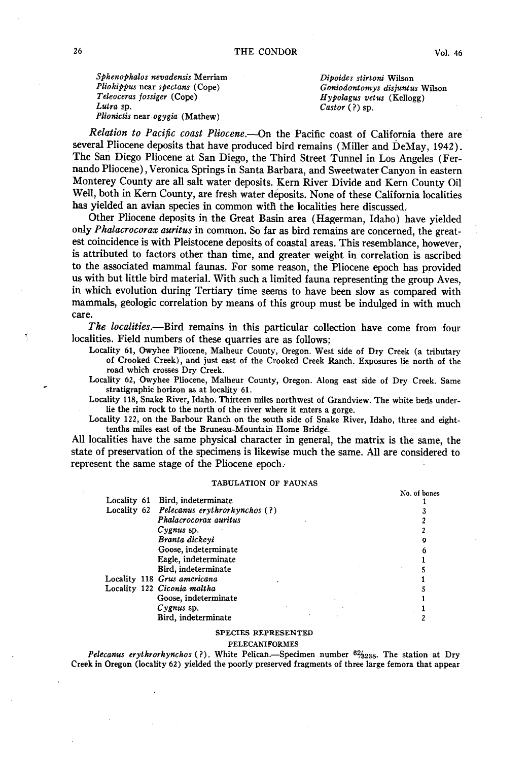| | |
|---|---|
| *Sphenophalos nevadensis* Merriam | *Dipoides stirtoni* Wilson |
| *Pliohippus* near *spectans* (Cope) | *Goniodontomys disjuntus* Wilson |
| *Teleoceras fossiger* (Cope) | *Hypolagus vetus* (Kellogg) |
| *Lutra* sp. | *Castor* (?) sp. |
| *Plionictis* near *ogygia* (Mathew) | |

*Relation to Pacific coast Pliocene.*—On the Pacific coast of California there are several Pliocene deposits that have produced bird remains (Miller and DeMay, 1942). The San Diego Pliocene at San Diego, the Third Street Tunnel in Los Angeles (Fernando Pliocene), Veronica Springs in Santa Barbara, and Sweetwater Canyon in eastern Monterey County are all salt water deposits. Kern River Divide and Kern County Oil Well, both in Kern County, are fresh water deposits. None of these California localities has yielded an avian species in common with the localities here discussed.

Other Pliocene deposits in the Great Basin area (Hagerman, Idaho) have yielded only *Phalacrocorax auritus* in common. So far as bird remains are concerned, the greatest coincidence is with Pleistocene deposits of coastal areas. This resemblance, however, is attributed to factors other than time, and greater weight in correlation is ascribed to the associated mammal faunas. For some reason, the Pliocene epoch has provided us with but little bird material. With such a limited fauna representing the group Aves, in which evolution during Tertiary time seems to have been slow as compared with mammals, geologic correlation by means of this group must be indulged in with much care.

*The localities.*—Bird remains in this particular collection have come from four localities. Field numbers of these quarries are as follows:

Locality 61, Owyhee Pliocene, Malheur County, Oregon. West side of Dry Creek (a tributary of Crooked Creek), and just east of the Crooked Creek Ranch. Exposures lie north of the road which crosses Dry Creek.

Locality 62, Owyhee Pliocene, Malheur County, Oregon. Along east side of Dry Creek. Same stratigraphic horizon as at locality 61.

Locality 118, Snake River, Idaho. Thirteen miles northwest of Grandview. The white beds underlie the rim rock to the north of the river where it enters a gorge.

Locality 122, on the Barbour Ranch on the south side of Snake River, Idaho, three and eight-tenths miles east of the Bruneau-Mountain Home Bridge.

All localities have the same physical character in general, the matrix is the same, the state of preservation of the specimens is likewise much the same. All are considered to represent the same stage of the Pliocene epoch.

## TABULATION OF FAUNAS

| | | No. of bones |
|---|---|---|
| Locality 61 | Bird, indeterminate | 1 |
| Locality 62 | *Pelecanus erythrorhynchos* (?) | 3 |
| | *Phalacrocorax auritus* | 2 |
| | *Cygnus* sp. | 2 |
| | *Branta dickeyi* | 9 |
| | Goose, indeterminate | 6 |
| | Eagle, indeterminate | 1 |
| | Bird, indeterminate | 5 |
| Locality 118 | *Grus americana* | 1 |
| Locality 122 | *Ciconia maltha* | 5 |
| | Goose, indeterminate | 1 |
| | *Cygnus* sp. | 1 |
| | Bird, indeterminate | 2 |

## SPECIES REPRESENTED

### PELECANIFORMES

*Pelecanus erythrorhynchos* (?). White Pelican.—Specimen number 62/3238. The station at Dry Creek in Oregon (locality 62) yielded the poorly preserved fragments of three large femora that appear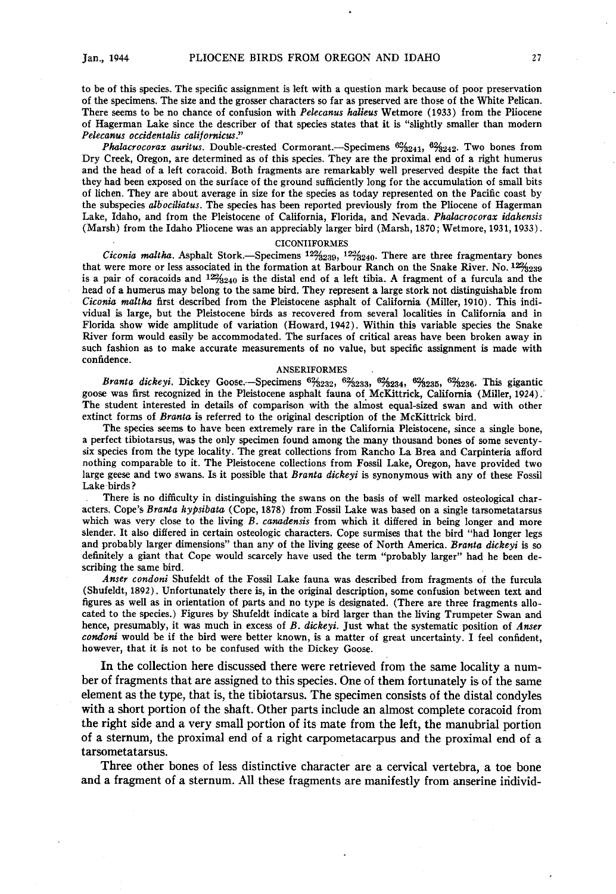to be of this species. The specific assignment is left with a question mark because of poor preservation of the specimens. The size and the grosser characters so far as preserved are those of the White Pelican. There seems to be no chance of confusion with *Pelecanus halieus* Wetmore (1933) from the Pliocene of Hagerman Lake since the describer of that species states that it is "slightly smaller than modern *Pelecanus occidentalis californicus*."

*Phalacrocorax auritus*. Double-crested Cormorant.—Specimens 62/3241, 62/3242. Two bones from Dry Creek, Oregon, are determined as of this species. They are the proximal end of a right humerus and the head of a left coracoid. Both fragments are remarkably well preserved despite the fact that they had been exposed on the surface of the ground sufficiently long for the accumulation of small bits of lichen. They are about average in size for the species as today represented on the Pacific coast by the subspecies *albociliatus*. The species has been reported previously from the Pliocene of Hagerman Lake, Idaho, and from the Pleistocene of California, Florida, and Nevada. *Phalacrocorax idahensis* (Marsh) from the Idaho Pliocene was an appreciably larger bird (Marsh, 1870; Wetmore, 1931, 1933).

## CICONIIFORMES

*Ciconia maltha*. Asphalt Stork.—Specimens 122/3239, 122/3240. There are three fragmentary bones that were more or less associated in the formation at Barbour Ranch on the Snake River. No. 122/3239 is a pair of coracoids and 122/3240 is the distal end of a left tibia. A fragment of a furcula and the head of a humerus may belong to the same bird. They represent a large stork not distinguishable from *Ciconia maltha* first described from the Pleistocene asphalt of California (Miller, 1910). This individual is large, but the Pleistocene birds as recovered from several localities in California and in Florida show wide amplitude of variation (Howard, 1942). Within this variable species the Snake River form would easily be accommodated. The surfaces of critical areas have been broken away in such fashion as to make accurate measurements of no value, but specific assignment is made with confidence.

## ANSERIFORMES

*Branta dickeyi*. Dickey Goose.—Specimens 62/3232, 62/3233, 62/3234, 62/3235, 62/3236. This gigantic goose was first recognized in the Pleistocene asphalt fauna of McKittrick, California (Miller, 1924). The student interested in details of comparison with the almost equal-sized swan and with other extinct forms of *Branta* is referred to the original description of the McKittrick bird.

The species seems to have been extremely rare in the California Pleistocene, since a single bone, a perfect tibiotarsus, was the only specimen found among the many thousand bones of some seventy-six species from the type locality. The great collections from Rancho La Brea and Carpinteria afford nothing comparable to it. The Pleistocene collections from Fossil Lake, Oregon, have provided two large geese and two swans. Is it possible that *Branta dickeyi* is synonymous with any of these Fossil Lake birds?

There is no difficulty in distinguishing the swans on the basis of well marked osteological characters. Cope's *Branta hypsibata* (Cope, 1878) from Fossil Lake was based on a single tarsometatarsus which was very close to the living *B. canadensis* from which it differed in being longer and more slender. It also differed in certain osteologic characters. Cope surmises that the bird "had longer legs and probably larger dimensions" than any of the living geese of North America. *Branta dickeyi* is so definitely a giant that Cope would scarcely have used the term "probably larger" had he been describing the same bird.

*Anser condoni* Shufeldt of the Fossil Lake fauna was described from fragments of the furcula (Shufeldt, 1892). Unfortunately there is, in the original description, some confusion between text and figures as well as in orientation of parts and no type is designated. (There are three fragments allocated to the species.) Figures by Shufeldt indicate a bird larger than the living Trumpeter Swan and hence, presumably, it was much in excess of *B. dickeyi*. Just what the systematic position of *Anser condoni* would be if the bird were better known, is a matter of great uncertainty. I feel confident, however, that it is not to be confused with the Dickey Goose.

In the collection here discussed there were retrieved from the same locality a number of fragments that are assigned to this species. One of them fortunately is of the same element as the type, that is, the tibiotarsus. The specimen consists of the distal condyles with a short portion of the shaft. Other parts include an almost complete coracoid from the right side and a very small portion of its mate from the left, the manubrial portion of a sternum, the proximal end of a right carpometacarpus and the proximal end of a tarsometatarsus.

Three other bones of less distinctive character are a cervical vertebra, a toe bone and a fragment of a sternum. All these fragments are manifestly from anserine individ-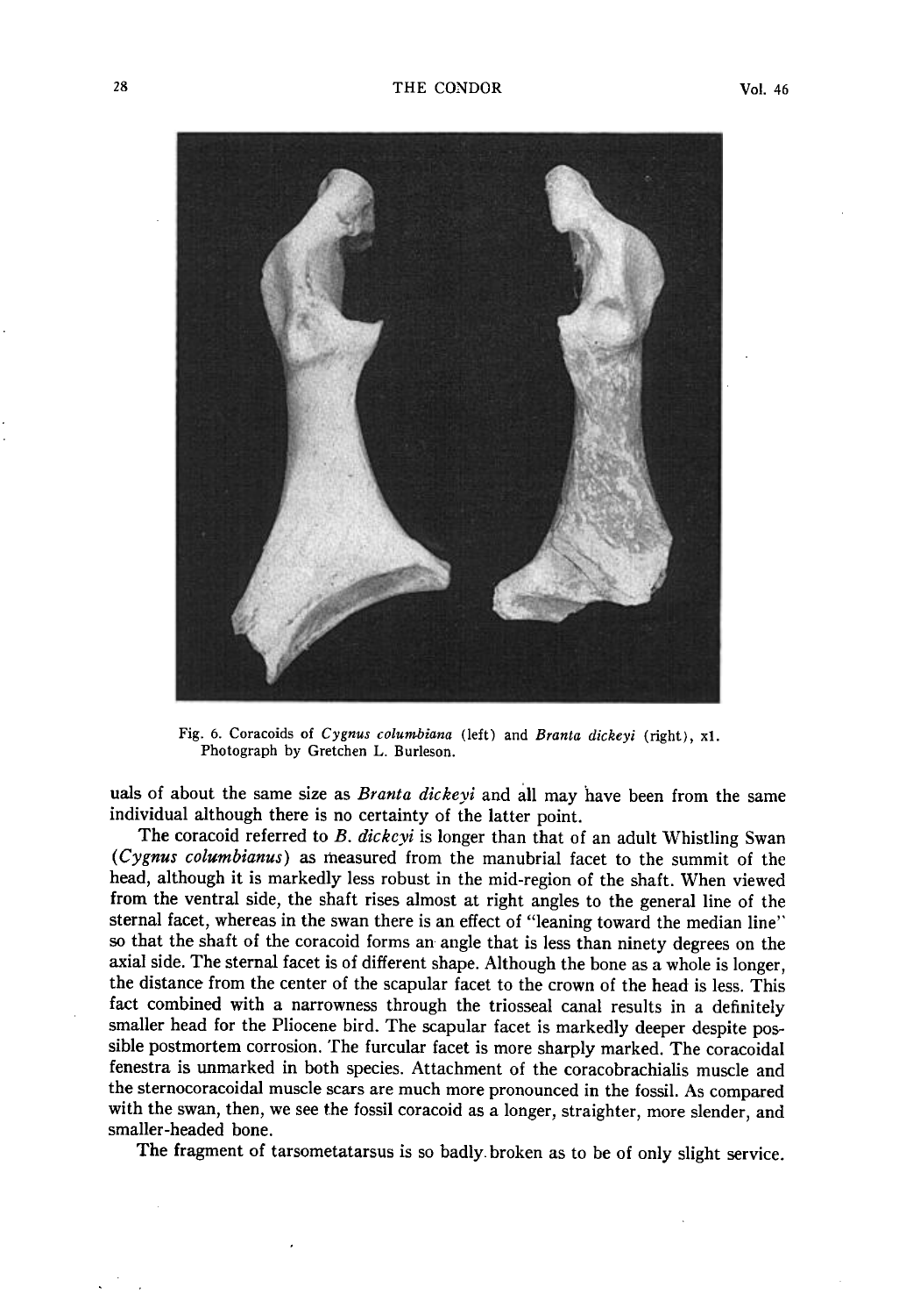Fig. 6. Coracoids of *Cygnus columbiana* (left) and *Branta dickeyi* (right), x1. Photograph by Gretchen L. Burleson.

uals of about the same size as *Branta dickeyi* and all may have been from the same individual although there is no certainty of the latter point.

The coracoid referred to *B. dickeyi* is longer than that of an adult Whistling Swan (*Cygnus columbianus*) as measured from the manubrial facet to the summit of the head, although it is markedly less robust in the mid-region of the shaft. When viewed from the ventral side, the shaft rises almost at right angles to the general line of the sternal facet, whereas in the swan there is an effect of "leaning toward the median line" so that the shaft of the coracoid forms an angle that is less than ninety degrees on the axial side. The sternal facet is of different shape. Although the bone as a whole is longer, the distance from the center of the scapular facet to the crown of the head is less. This fact combined with a narrowness through the triosseal canal results in a definitely smaller head for the Pliocene bird. The scapular facet is markedly deeper despite possible postmortem corrosion. The furcular facet is more sharply marked. The coracoidal fenestra is unmarked in both species. Attachment of the coracobrachialis muscle and the sternocoracoidal muscle scars are much more pronounced in the fossil. As compared with the swan, then, we see the fossil coracoid as a longer, straighter, more slender, and smaller-headed bone.

The fragment of tarsometatarsus is so badly broken as to be of only slight service.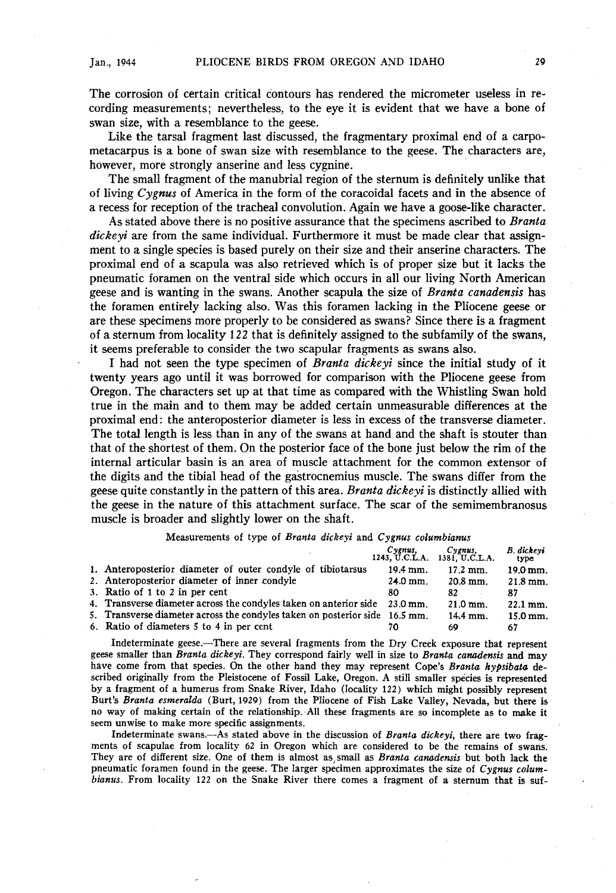The corrosion of certain critical contours has rendered the micrometer useless in recording measurements; nevertheless, to the eye it is evident that we have a bone of swan size, with a resemblance to the geese.

Like the tarsal fragment last discussed, the fragmentary proximal end of a carpometacarpus is a bone of swan size with resemblance to the geese. The characters are, however, more strongly anserine and less cygnine.

The small fragment of the manubrial region of the sternum is definitely unlike that of living *Cygnus* of America in the form of the coracoidal facets and in the absence of a recess for reception of the tracheal convolution. Again we have a goose-like character.

As stated above there is no positive assurance that the specimens ascribed to *Branta dickeyi* are from the same individual. Furthermore it must be made clear that assignment to a single species is based purely on their size and their anserine characters. The proximal end of a scapula was also retrieved which is of proper size but it lacks the pneumatic foramen on the ventral side which occurs in all our living North American geese and is wanting in the swans. Another scapula the size of *Branta canadensis* has the foramen entirely lacking also. Was this foramen lacking in the Pliocene geese or are these specimens more properly to be considered as swans? Since there is a fragment of a sternum from locality 122 that is definitely assigned to the subfamily of the swans, it seems preferable to consider the two scapular fragments as swans also.

I had not seen the type specimen of *Branta dickeyi* since the initial study of it twenty years ago until it was borrowed for comparison with the Pliocene geese from Oregon. The characters set up at that time as compared with the Whistling Swan hold true in the main and to them may be added certain unmeasurable differences at the proximal end: the anteroposterior diameter is less in excess of the transverse diameter. The total length is less than in any of the swans at hand and the shaft is stouter than that of the shortest of them. On the posterior face of the bone just below the rim of the internal articular basin is an area of muscle attachment for the common extensor of the digits and the tibial head of the gastrocnemius muscle. The swans differ from the geese quite constantly in the pattern of this area. *Branta dickeyi* is distinctly allied with the geese in the nature of this attachment surface. The scar of the semimembranosus muscle is broader and slightly lower on the shaft.

Measurements of type of *Branta dickeyi* and *Cygnus columbianus*

| | *Cygnus*, 1243, U.C.L.A. | *Cygnus*, 1381, U.C.L.A. | *B. dickeyi* type |
|---|---|---|---|
| 1. Anteroposterior diameter of outer condyle of tibiotarsus | 19.4 mm. | 17.2 mm. | 19.0 mm. |
| 2. Anteroposterior diameter of inner condyle | 24.0 mm. | 20.8 mm. | 21.8 mm. |
| 3. Ratio of 1 to 2 in per cent | 80 | 82 | 87 |
| 4. Transverse diameter across the condyles taken on anterior side | 23.0 mm. | 21.0 mm. | 22.1 mm. |
| 5. Transverse diameter across the condyles taken on posterior side | 16.5 mm. | 14.4 mm. | 15.0 mm. |
| 6. Ratio of diameters 5 to 4 in per cent | 70 | 69 | 67 |

Indeterminate geese.—There are several fragments from the Dry Creek exposure that represent geese smaller than *Branta dickeyi*. They correspond fairly well in size to *Branta canadensis* and may have come from that species. On the other hand they may represent Cope's *Branta hypsibata* described originally from the Pleistocene of Fossil Lake, Oregon. A still smaller species is represented by a fragment of a humerus from Snake River, Idaho (locality 122) which might possibly represent Burt's *Branta esmeralda* (Burt, 1929) from the Pliocene of Fish Lake Valley, Nevada, but there is no way of making certain of the relationship. All these fragments are so incomplete as to make it seem unwise to make more specific assignments.

Indeterminate swans.—As stated above in the discussion of *Branta dickeyi*, there are two fragments of scapulae from locality 62 in Oregon which are considered to be the remains of swans. They are of different size. One of them is almost as small as *Branta canadensis* but both lack the pneumatic foramen found in the geese. The larger specimen approximates the size of *Cygnus columbianus*. From locality 122 on the Snake River there comes a fragment of a sternum that is suf-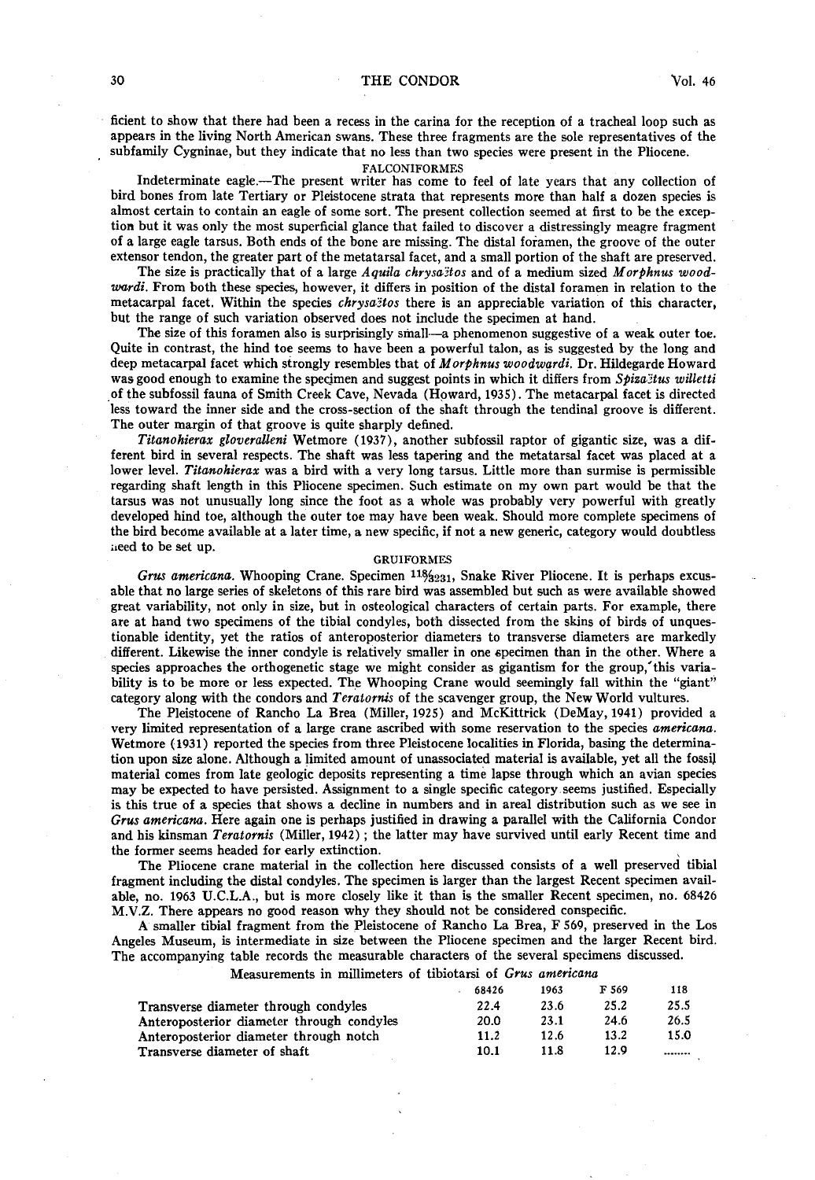ficient to show that there had been a recess in the carina for the reception of a tracheal loop such as appears in the living North American swans. These three fragments are the sole representatives of the subfamily Cygninae, but they indicate that no less than two species were present in the Pliocene.

## FALCONIFORMES

Indeterminate eagle.—The present writer has come to feel of late years that any collection of bird bones from late Tertiary or Pleistocene strata that represents more than half a dozen species is almost certain to contain an eagle of some sort. The present collection seemed at first to be the exception but it was only the most superficial glance that failed to discover a distressingly meagre fragment of a large eagle tarsus. Both ends of the bone are missing. The distal foramen, the groove of the outer extensor tendon, the greater part of the metatarsal facet, and a small portion of the shaft are preserved.

The size is practically that of a large *Aquila chrysaëtos* and of a medium sized *Morphnus woodwardi*. From both these species, however, it differs in position of the distal foramen in relation to the metacarpal facet. Within the species *chrysaëtos* there is an appreciable variation of this character, but the range of such variation observed does not include the specimen at hand.

The size of this foramen also is surprisingly small—a phenomenon suggestive of a weak outer toe. Quite in contrast, the hind toe seems to have been a powerful talon, as is suggested by the long and deep metacarpal facet which strongly resembles that of *Morphnus woodwardi*. Dr. Hildegarde Howard was good enough to examine the specimen and suggest points in which it differs from *Spizaëtus willetti* of the subfossil fauna of Smith Creek Cave, Nevada (Howard, 1935). The metacarpal facet is directed less toward the inner side and the cross-section of the shaft through the tendinal groove is different. The outer margin of that groove is quite sharply defined.

*Titanohierax gloveralleni* Wetmore (1937), another subfossil raptor of gigantic size, was a different bird in several respects. The shaft was less tapering and the metatarsal facet was placed at a lower level. *Titanohierax* was a bird with a very long tarsus. Little more than surmise is permissible regarding shaft length in this Pliocene specimen. Such estimate on my own part would be that the tarsus was not unusually long since the foot as a whole was probably very powerful with greatly developed hind toe, although the outer toe may have been weak. Should more complete specimens of the bird become available at a later time, a new specific, if not a new generic, category would doubtless need to be set up.

## GRUIFORMES

*Grus americana*. Whooping Crane. Specimen 118/3231, Snake River Pliocene. It is perhaps excusable that no large series of skeletons of this rare bird was assembled but such as were available showed great variability, not only in size, but in osteological characters of certain parts. For example, there are at hand two specimens of the tibial condyles, both dissected from the skins of birds of unquestionable identity, yet the ratios of anteroposterior diameters to transverse diameters are markedly different. Likewise the inner condyle is relatively smaller in one specimen than in the other. Where a species approaches the orthogenetic stage we might consider as gigantism for the group, this variability is to be more or less expected. The Whooping Crane would seemingly fall within the "giant" category along with the condors and *Teratornis* of the scavenger group, the New World vultures.

The Pleistocene of Rancho La Brea (Miller, 1925) and McKittrick (DeMay, 1941) provided a very limited representation of a large crane ascribed with some reservation to the species *americana*. Wetmore (1931) reported the species from three Pleistocene localities in Florida, basing the determination upon size alone. Although a limited amount of unassociated material is available, yet all the fossil material comes from late geologic deposits representing a time lapse through which an avian species may be expected to have persisted. Assignment to a single specific category seems justified. Especially is this true of a species that shows a decline in numbers and in areal distribution such as we see in *Grus americana*. Here again one is perhaps justified in drawing a parallel with the California Condor and his kinsman *Teratornis* (Miller, 1942); the latter may have survived until early Recent time and the former seems headed for early extinction.

The Pliocene crane material in the collection here discussed consists of a well preserved tibial fragment including the distal condyles. The specimen is larger than the largest Recent specimen available, no. 1963 U.C.L.A., but is more closely like it than is the smaller Recent specimen, no. 68426 M.V.Z. There appears no good reason why they should not be considered conspecific.

A smaller tibial fragment from the Pleistocene of Rancho La Brea, F 569, preserved in the Los Angeles Museum, is intermediate in size between the Pliocene specimen and the larger Recent bird. The accompanying table records the measurable characters of the several specimens discussed.

Measurements in millimeters of tibiotarsi of *Grus americana*

| | 68426 | 1963 | F 569 | 118 |
|---|---|---|---|---|
| Transverse diameter through condyles | 22.4 | 23.6 | 25.2 | 25.5 |
| Anteroposterior diameter through condyles | 20.0 | 23.1 | 24.6 | 26.5 |
| Anteroposterior diameter through notch | 11.2 | 12.6 | 13.2 | 15.0 |
| Transverse diameter of shaft | 10.1 | 11.8 | 12.9 | ........ |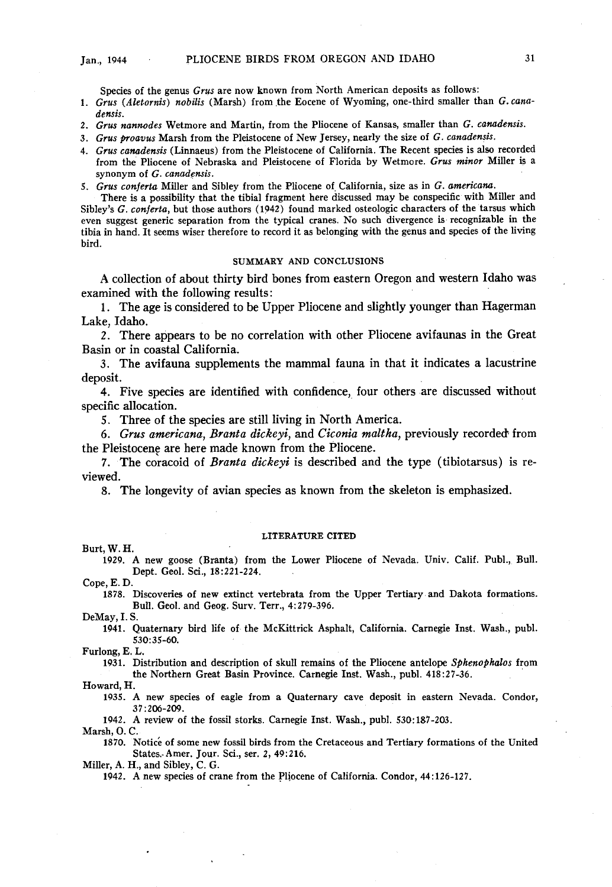Species of the genus *Grus* are now known from North American deposits as follows:

1. *Grus* (*Aletornis*) *nobilis* (Marsh) from the Eocene of Wyoming, one-third smaller than *G. canadensis*.
2. *Grus nannodes* Wetmore and Martin, from the Pliocene of Kansas, smaller than *G. canadensis*.
3. *Grus proavus* Marsh from the Pleistocene of New Jersey, nearly the size of *G. canadensis*.
4. *Grus canadensis* (Linnaeus) from the Pleistocene of California. The Recent species is also recorded from the Pliocene of Nebraska and Pleistocene of Florida by Wetmore. *Grus minor* Miller is a synonym of *G. canadensis*.
5. *Grus conferta* Miller and Sibley from the Pliocene of California, size as in *G. americana*.

There is a possibility that the tibial fragment here discussed may be conspecific with Miller and Sibley's *G. conferta*, but those authors (1942) found marked osteologic characters of the tarsus which even suggest generic separation from the typical cranes. No such divergence is recognizable in the tibia in hand. It seems wiser therefore to record it as belonging with the genus and species of the living bird.

## SUMMARY AND CONCLUSIONS

A collection of about thirty bird bones from eastern Oregon and western Idaho was examined with the following results:

1. The age is considered to be Upper Pliocene and slightly younger than Hagerman Lake, Idaho.
2. There appears to be no correlation with other Pliocene avifaunas in the Great Basin or in coastal California.
3. The avifauna supplements the mammal fauna in that it indicates a lacustrine deposit.
4. Five species are identified with confidence, four others are discussed without specific allocation.
5. Three of the species are still living in North America.
6. *Grus americana*, *Branta dickeyi*, and *Ciconia maltha*, previously recorded from the Pleistocene are here made known from the Pliocene.
7. The coracoid of *Branta dickeyi* is described and the type (tibiotarsus) is reviewed.
8. The longevity of avian species as known from the skeleton is emphasized.

## LITERATURE CITED

Burt, W. H.

1929. A new goose (Branta) from the Lower Pliocene of Nevada. Univ. Calif. Publ., Bull. Dept. Geol. Sci., 18:221-224.

Cope, E. D.

1878. Discoveries of new extinct vertebrata from the Upper Tertiary and Dakota formations. Bull. Geol. and Geog. Surv. Terr., 4:279-396.

DeMay, I. S.

1941. Quaternary bird life of the McKittrick Asphalt, California. Carnegie Inst. Wash., publ. 530:35-60.

Furlong, E. L.

1931. Distribution and description of skull remains of the Pliocene antelope *Sphenophalos* from the Northern Great Basin Province. Carnegie Inst. Wash., publ. 418:27-36.

Howard, H.

1935. A new species of eagle from a Quaternary cave deposit in eastern Nevada. Condor, 37:206-209.

1942. A review of the fossil storks. Carnegie Inst. Wash., publ. 530:187-203.

Marsh, O. C.

1870. Noticé of some new fossil birds from the Cretaceous and Tertiary formations of the United States. Amer. Jour. Sci., ser. 2, 49:216.

Miller, A. H., and Sibley, C. G.

1942. A new species of crane from the Pliocene of California. Condor, 44:126-127.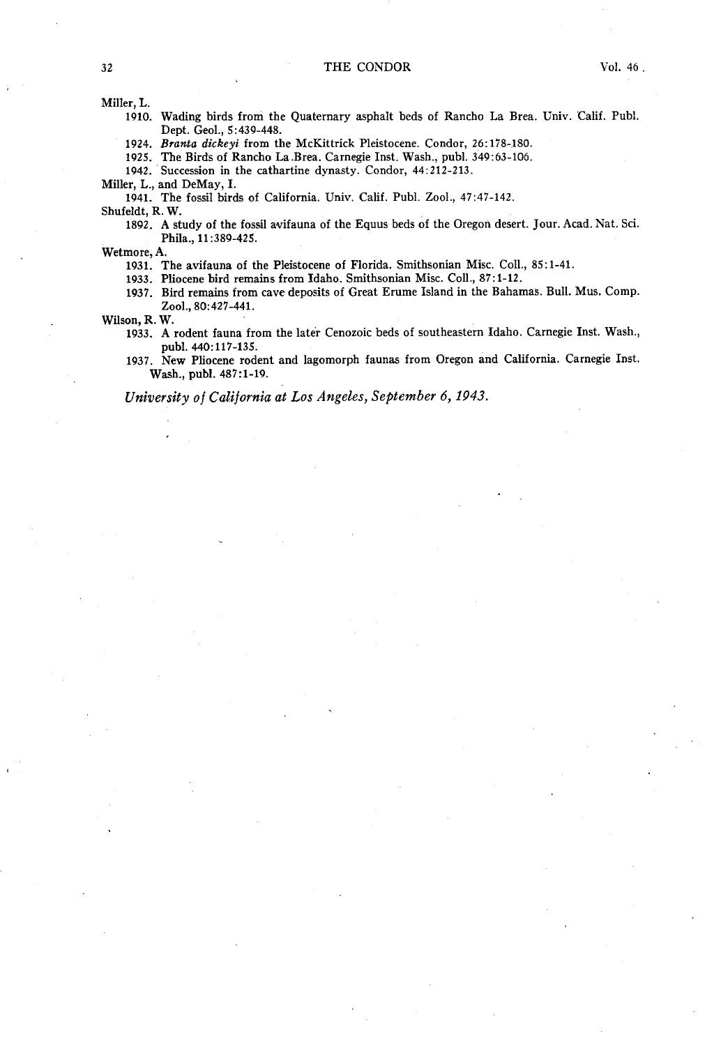Miller, L.

1910. Wading birds from the Quaternary asphalt beds of Rancho La Brea. Univ. Calif. Publ. Dept. Geol., 5:439-448.

1924. *Branta dickeyi* from the McKittrick Pleistocene. Condor, 26:178-180.

1925. The Birds of Rancho La Brea. Carnegie Inst. Wash., publ. 349:63-106.

1942. Succession in the cathartine dynasty. Condor, 44:212-213.

Miller, L., and DeMay, I.

1941. The fossil birds of California. Univ. Calif. Publ. Zool., 47:47-142.

Shufeldt, R. W.

1892. A study of the fossil avifauna of the Equus beds of the Oregon desert. Jour. Acad. Nat. Sci. Phila., 11:389-425.

Wetmore, A.

1931. The avifauna of the Pleistocene of Florida. Smithsonian Misc. Coll., 85:1-41.

1933. Pliocene bird remains from Idaho. Smithsonian Misc. Coll., 87:1-12.

1937. Bird remains from cave deposits of Great Erume Island in the Bahamas. Bull. Mus. Comp. Zool., 80:427-441.

Wilson, R. W.

1933. A rodent fauna from the later Cenozoic beds of southeastern Idaho. Carnegie Inst. Wash., publ. 440:117-135.

1937. New Pliocene rodent and lagomorph faunas from Oregon and California. Carnegie Inst. Wash., publ. 487:1-19.

*University of California at Los Angeles, September 6, 1943.*